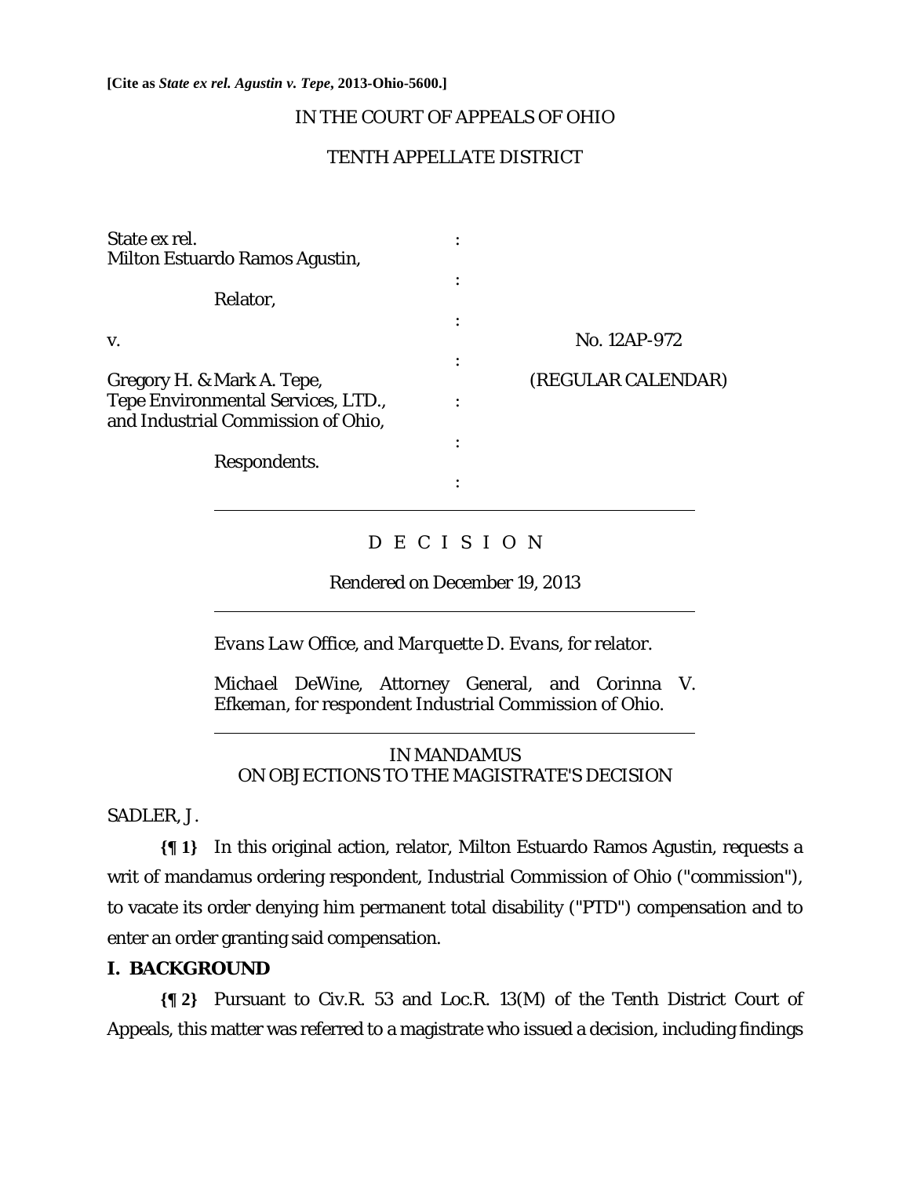**[Cite as *State ex rel. Agustin v. Tepe*, 2013-Ohio-5600.]**

IN THE COURT OF APPEALS OF OHIO

TENTH APPELLATE DISTRICT

State ex rel.
Milton Estuardo Ramos Agustin,

Relator,

v.

Gregory H. & Mark A. Tepe,
Tepe Environmental Services, LTD.,
and Industrial Commission of Ohio,

Respondents.

No. 12AP-972

(REGULAR CALENDAR)

D E C I S I O N

Rendered on December 19, 2013

*Evans Law Office*, and *Marquette D. Evans*, for relator.

*Michael DeWine*, Attorney General, and *Corinna V. Efkeman*, for respondent Industrial Commission of Ohio.

IN MANDAMUS
ON OBJECTIONS TO THE MAGISTRATE'S DECISION

SADLER, J.

**{¶ 1}** In this original action, relator, Milton Estuardo Ramos Agustin, requests a writ of mandamus ordering respondent, Industrial Commission of Ohio ("commission"), to vacate its order denying him permanent total disability ("PTD") compensation and to enter an order granting said compensation.

## I. BACKGROUND

**{¶ 2}** Pursuant to Civ.R. 53 and Loc.R. 13(M) of the Tenth District Court of Appeals, this matter was referred to a magistrate who issued a decision, including findings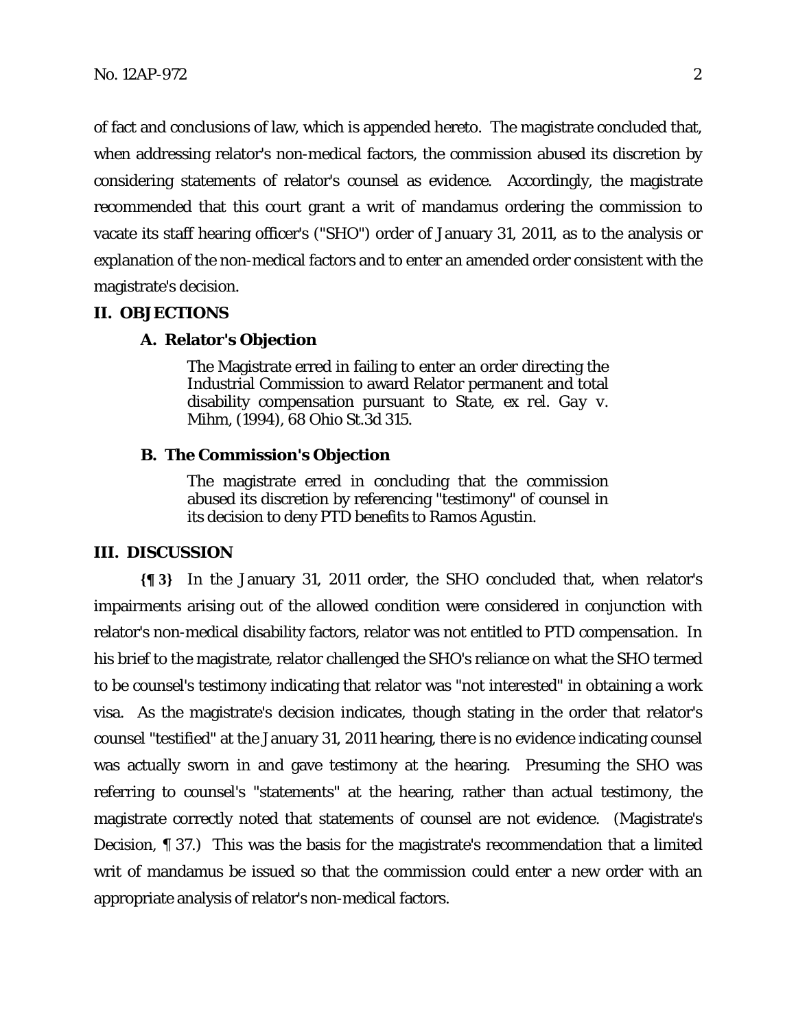of fact and conclusions of law, which is appended hereto. The magistrate concluded that, when addressing relator's non-medical factors, the commission abused its discretion by considering statements of relator's counsel as evidence. Accordingly, the magistrate recommended that this court grant a writ of mandamus ordering the commission to vacate its staff hearing officer's ("SHO") order of January 31, 2011, as to the analysis or explanation of the non-medical factors and to enter an amended order consistent with the magistrate's decision.

## II. OBJECTIONS

### A. Relator's Objection

> The Magistrate erred in failing to enter an order directing the Industrial Commission to award Relator permanent and total disability compensation pursuant to *State, ex rel. Gay v. Mihm*, (1994), 68 Ohio St.3d 315.

### B. The Commission's Objection

> The magistrate erred in concluding that the commission abused its discretion by referencing "testimony" of counsel in its decision to deny PTD benefits to Ramos Agustin.

## III. DISCUSSION

**{¶ 3}** In the January 31, 2011 order, the SHO concluded that, when relator's impairments arising out of the allowed condition were considered in conjunction with relator's non-medical disability factors, relator was not entitled to PTD compensation. In his brief to the magistrate, relator challenged the SHO's reliance on what the SHO termed to be counsel's testimony indicating that relator was "not interested" in obtaining a work visa. As the magistrate's decision indicates, though stating in the order that relator's counsel "testified" at the January 31, 2011 hearing, there is no evidence indicating counsel was actually sworn in and gave testimony at the hearing. Presuming the SHO was referring to counsel's "statements" at the hearing, rather than actual testimony, the magistrate correctly noted that statements of counsel are not evidence. (Magistrate's Decision, ¶ 37.) This was the basis for the magistrate's recommendation that a limited writ of mandamus be issued so that the commission could enter a new order with an appropriate analysis of relator's non-medical factors.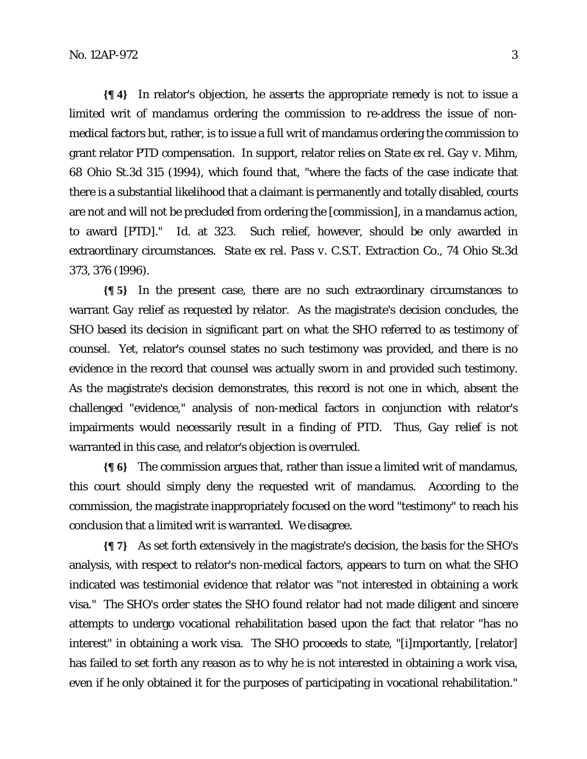**{¶ 4}** In relator's objection, he asserts the appropriate remedy is not to issue a limited writ of mandamus ordering the commission to re-address the issue of non-medical factors but, rather, is to issue a full writ of mandamus ordering the commission to grant relator PTD compensation. In support, relator relies on *State ex rel. Gay v. Mihm*, 68 Ohio St.3d 315 (1994), which found that, "where the facts of the case indicate that there is a substantial likelihood that a claimant is permanently and totally disabled, courts are not and will not be precluded from ordering the [commission], in a mandamus action, to award [PTD]." *Id.* at 323. Such relief, however, should be only awarded in extraordinary circumstances. *State ex rel. Pass v. C.S.T. Extraction Co.*, 74 Ohio St.3d 373, 376 (1996).

**{¶ 5}** In the present case, there are no such extraordinary circumstances to warrant *Gay* relief as requested by relator. As the magistrate's decision concludes, the SHO based its decision in significant part on what the SHO referred to as testimony of counsel. Yet, relator's counsel states no such testimony was provided, and there is no evidence in the record that counsel was actually sworn in and provided such testimony. As the magistrate's decision demonstrates, this record is not one in which, absent the challenged "evidence," analysis of non-medical factors in conjunction with relator's impairments would necessarily result in a finding of PTD. Thus, *Gay* relief is not warranted in this case, and relator's objection is overruled.

**{¶ 6}** The commission argues that, rather than issue a limited writ of mandamus, this court should simply deny the requested writ of mandamus. According to the commission, the magistrate inappropriately focused on the word "testimony" to reach his conclusion that a limited writ is warranted. We disagree.

**{¶ 7}** As set forth extensively in the magistrate's decision, the basis for the SHO's analysis, with respect to relator's non-medical factors, appears to turn on what the SHO indicated was testimonial evidence that relator was "not interested in obtaining a work visa." The SHO's order states the SHO found relator had not made diligent and sincere attempts to undergo vocational rehabilitation based upon the fact that relator "has no interest" in obtaining a work visa. The SHO proceeds to state, "[i]mportantly, [relator] has failed to set forth any reason as to why he is not interested in obtaining a work visa, even if he only obtained it for the purposes of participating in vocational rehabilitation."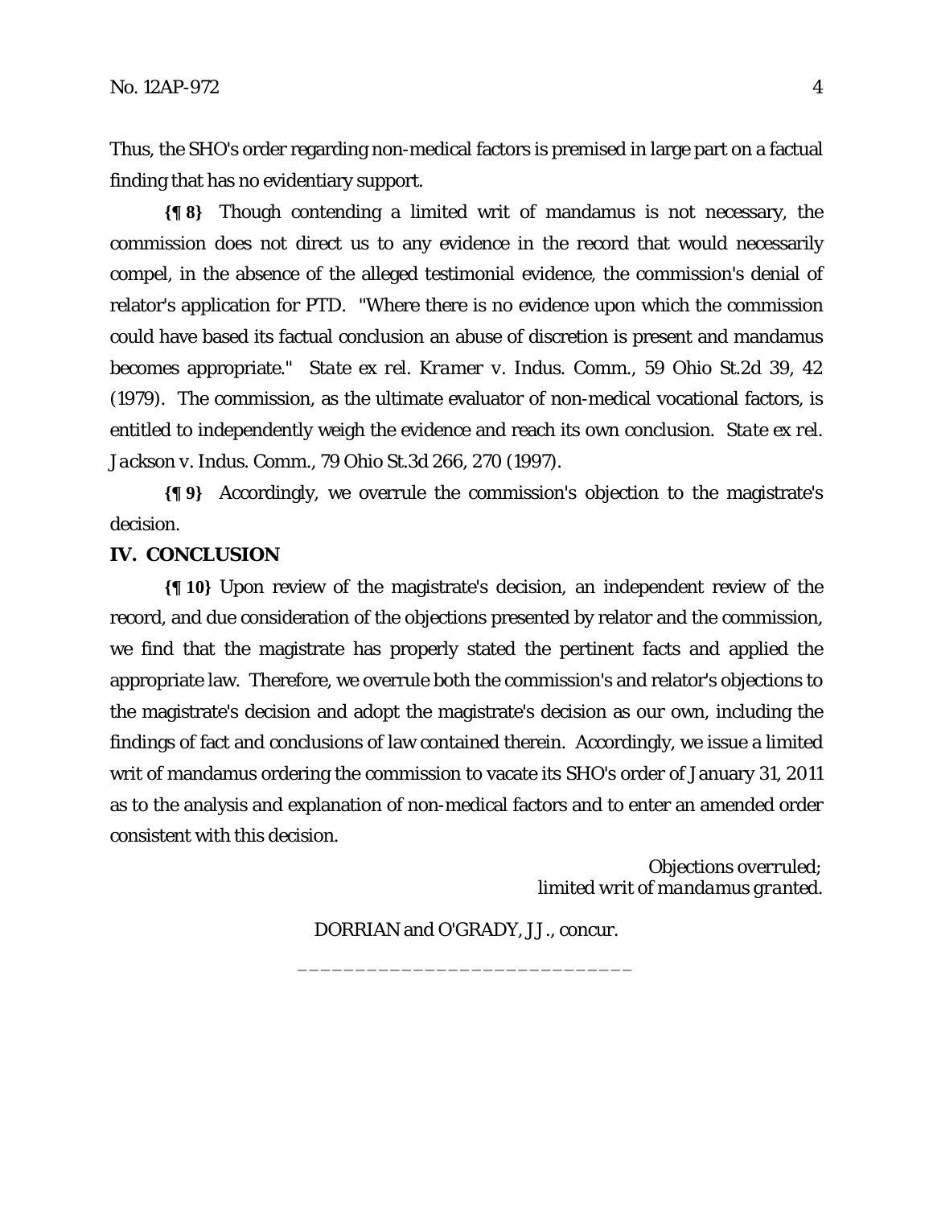Thus, the SHO's order regarding non-medical factors is premised in large part on a factual finding that has no evidentiary support.

**{¶ 8}** Though contending a limited writ of mandamus is not necessary, the commission does not direct us to any evidence in the record that would necessarily compel, in the absence of the alleged testimonial evidence, the commission's denial of relator's application for PTD. "Where there is no evidence upon which the commission could have based its factual conclusion an abuse of discretion is present and mandamus becomes appropriate." *State ex rel. Kramer v. Indus. Comm.*, 59 Ohio St.2d 39, 42 (1979). The commission, as the ultimate evaluator of non-medical vocational factors, is entitled to independently weigh the evidence and reach its own conclusion. *State ex rel. Jackson v. Indus. Comm.*, 79 Ohio St.3d 266, 270 (1997).

**{¶ 9}** Accordingly, we overrule the commission's objection to the magistrate's decision.

## IV. CONCLUSION

**{¶ 10}** Upon review of the magistrate's decision, an independent review of the record, and due consideration of the objections presented by relator and the commission, we find that the magistrate has properly stated the pertinent facts and applied the appropriate law. Therefore, we overrule both the commission's and relator's objections to the magistrate's decision and adopt the magistrate's decision as our own, including the findings of fact and conclusions of law contained therein. Accordingly, we issue a limited writ of mandamus ordering the commission to vacate its SHO's order of January 31, 2011 as to the analysis and explanation of non-medical factors and to enter an amended order consistent with this decision.

*Objections overruled;*
*limited writ of mandamus granted.*

DORRIAN and O'GRADY, JJ., concur.

_____________________________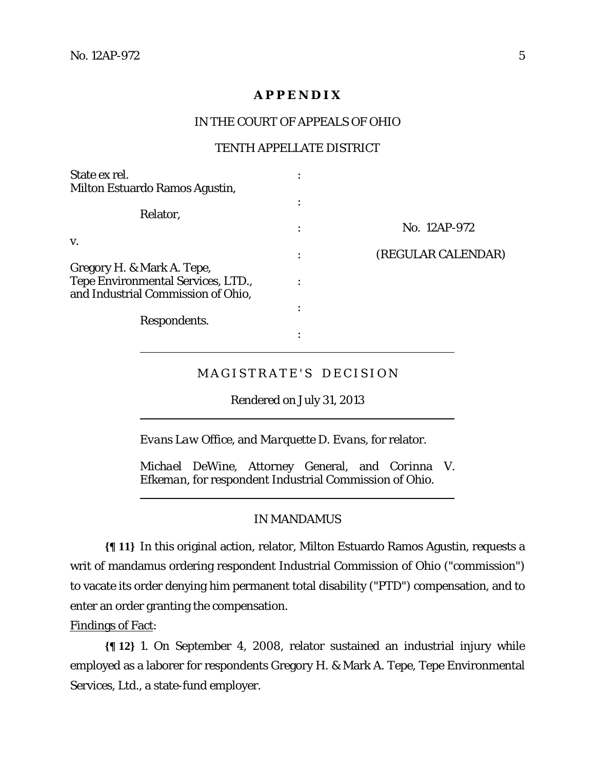**APPENDIX**

IN THE COURT OF APPEALS OF OHIO

TENTH APPELLATE DISTRICT

| | | |
|---|---|---|
| State ex rel. Milton Estuardo Ramos Agustin, | : | |
| Relator, | : | |
| | : | No. 12AP-972 |
| v. | : | (REGULAR CALENDAR) |
| Gregory H. & Mark A. Tepe, Tepe Environmental Services, LTD., and Industrial Commission of Ohio, | : | |
| Respondents. | : | |
| | : | |

MAGISTRATE'S DECISION

Rendered on July 31, 2013

*Evans Law Office*, and *Marquette D. Evans*, for relator.

*Michael DeWine*, Attorney General, and *Corinna V. Efkeman*, for respondent Industrial Commission of Ohio.

IN MANDAMUS

**{¶ 11}** In this original action, relator, Milton Estuardo Ramos Agustin, requests a writ of mandamus ordering respondent Industrial Commission of Ohio ("commission") to vacate its order denying him permanent total disability ("PTD") compensation, and to enter an order granting the compensation.

Findings of Fact:

**{¶ 12}** 1. On September 4, 2008, relator sustained an industrial injury while employed as a laborer for respondents Gregory H. & Mark A. Tepe, Tepe Environmental Services, Ltd., a state-fund employer.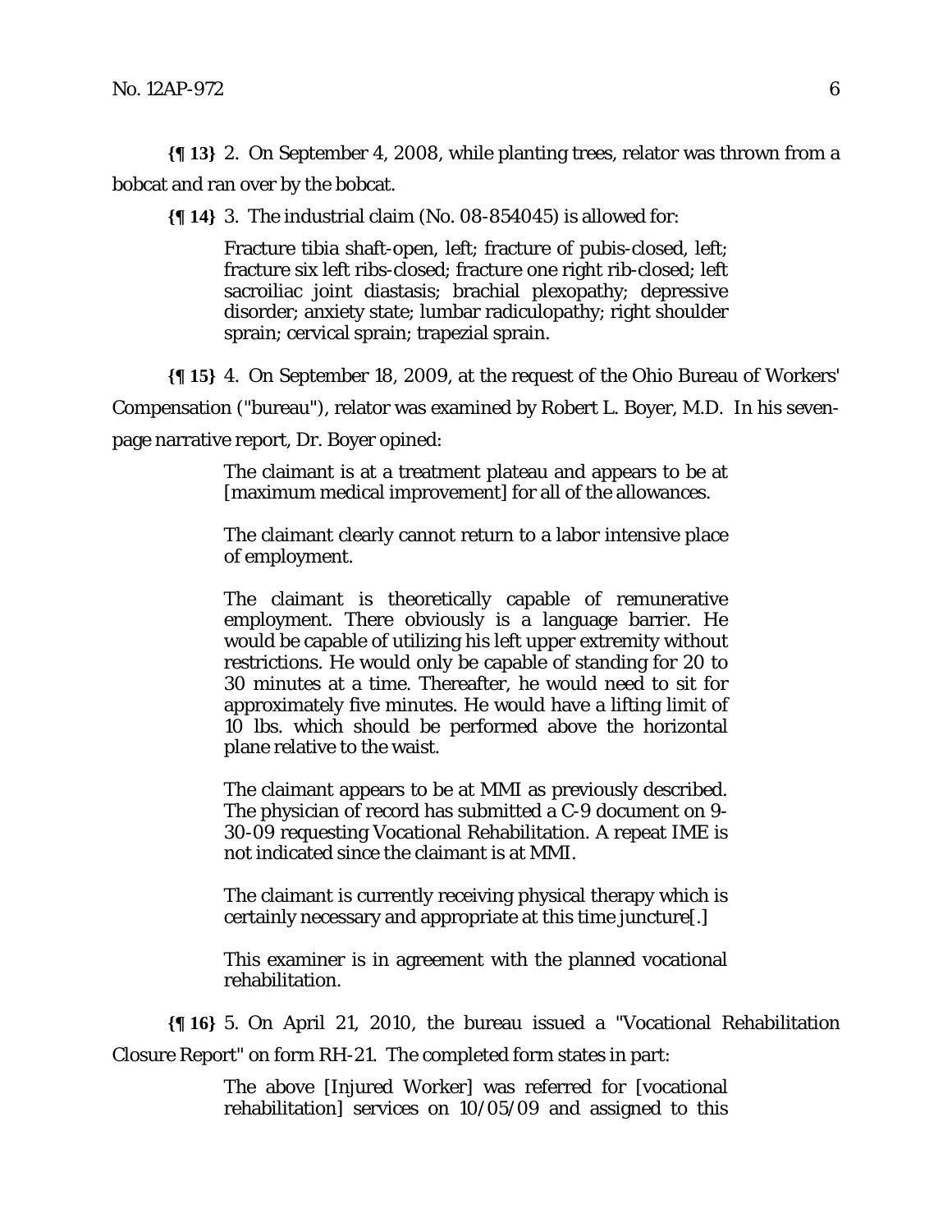**{¶ 13}** 2. On September 4, 2008, while planting trees, relator was thrown from a bobcat and ran over by the bobcat.

**{¶ 14}** 3. The industrial claim (No. 08-854045) is allowed for:

> Fracture tibia shaft-open, left; fracture of pubis-closed, left; fracture six left ribs-closed; fracture one right rib-closed; left sacroiliac joint diastasis; brachial plexopathy; depressive disorder; anxiety state; lumbar radiculopathy; right shoulder sprain; cervical sprain; trapezial sprain.

**{¶ 15}** 4. On September 18, 2009, at the request of the Ohio Bureau of Workers' Compensation ("bureau"), relator was examined by Robert L. Boyer, M.D. In his seven-page narrative report, Dr. Boyer opined:

> The claimant is at a treatment plateau and appears to be at [maximum medical improvement] for all of the allowances.
>
> The claimant clearly cannot return to a labor intensive place of employment.
>
> The claimant is theoretically capable of remunerative employment. There obviously is a language barrier. He would be capable of utilizing his left upper extremity without restrictions. He would only be capable of standing for 20 to 30 minutes at a time. Thereafter, he would need to sit for approximately five minutes. He would have a lifting limit of 10 lbs. which should be performed above the horizontal plane relative to the waist.
>
> The claimant appears to be at MMI as previously described. The physician of record has submitted a C-9 document on 9-30-09 requesting Vocational Rehabilitation. A repeat IME is not indicated since the claimant is at MMI.
>
> The claimant is currently receiving physical therapy which is certainly necessary and appropriate at this time juncture[.]
>
> This examiner is in agreement with the planned vocational rehabilitation.

**{¶ 16}** 5. On April 21, 2010, the bureau issued a "Vocational Rehabilitation Closure Report" on form RH-21. The completed form states in part:

> The above [Injured Worker] was referred for [vocational rehabilitation] services on 10/05/09 and assigned to this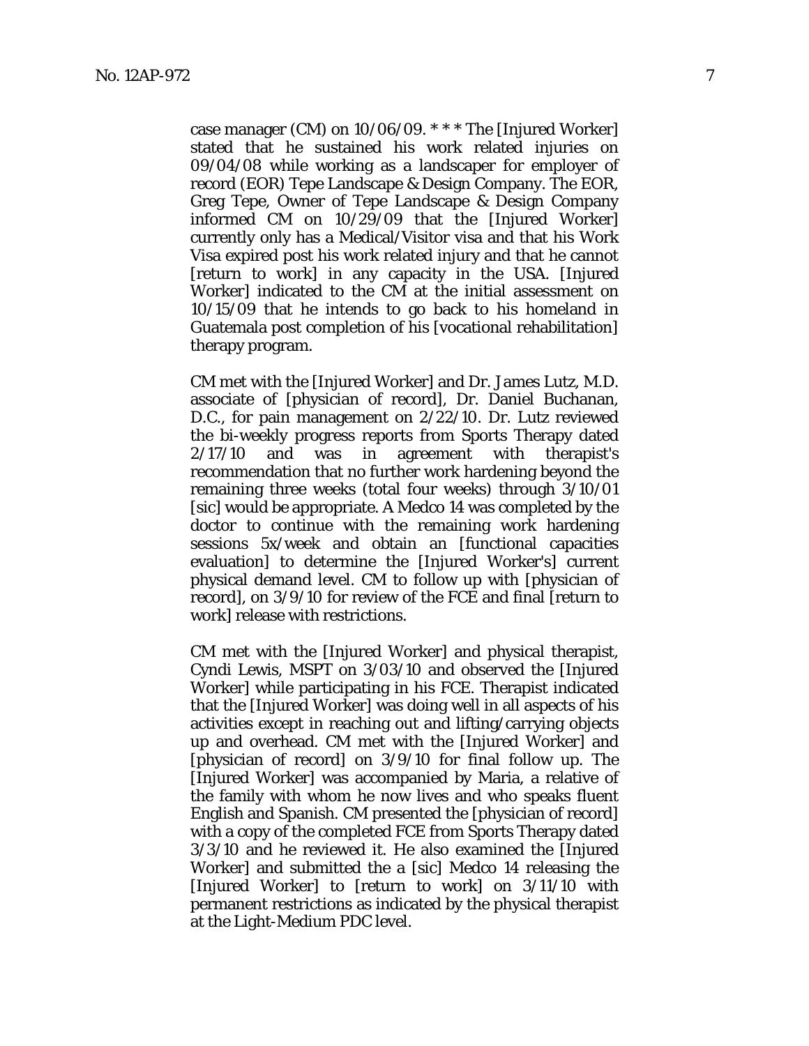case manager (CM) on 10/06/09. * * * The [Injured Worker] stated that he sustained his work related injuries on 09/04/08 while working as a landscaper for employer of record (EOR) Tepe Landscape & Design Company. The EOR, Greg Tepe, Owner of Tepe Landscape & Design Company informed CM on 10/29/09 that the [Injured Worker] currently only has a Medical/Visitor visa and that his Work Visa expired post his work related injury and that he cannot [return to work] in any capacity in the USA. [Injured Worker] indicated to the CM at the initial assessment on 10/15/09 that he intends to go back to his homeland in Guatemala post completion of his [vocational rehabilitation] therapy program.

CM met with the [Injured Worker] and Dr. James Lutz, M.D. associate of [physician of record], Dr. Daniel Buchanan, D.C., for pain management on 2/22/10. Dr. Lutz reviewed the bi-weekly progress reports from Sports Therapy dated 2/17/10 and was in agreement with therapist's recommendation that no further work hardening beyond the remaining three weeks (total four weeks) through 3/10/01 [sic] would be appropriate. A Medco 14 was completed by the doctor to continue with the remaining work hardening sessions 5x/week and obtain an [functional capacities evaluation] to determine the [Injured Worker's] current physical demand level. CM to follow up with [physician of record], on 3/9/10 for review of the FCE and final [return to work] release with restrictions.

CM met with the [Injured Worker] and physical therapist, Cyndi Lewis, MSPT on 3/03/10 and observed the [Injured Worker] while participating in his FCE. Therapist indicated that the [Injured Worker] was doing well in all aspects of his activities except in reaching out and lifting/carrying objects up and overhead. CM met with the [Injured Worker] and [physician of record] on 3/9/10 for final follow up. The [Injured Worker] was accompanied by Maria, a relative of the family with whom he now lives and who speaks fluent English and Spanish. CM presented the [physician of record] with a copy of the completed FCE from Sports Therapy dated 3/3/10 and he reviewed it. He also examined the [Injured Worker] and submitted the a [sic] Medco 14 releasing the [Injured Worker] to [return to work] on 3/11/10 with permanent restrictions as indicated by the physical therapist at the Light-Medium PDC level.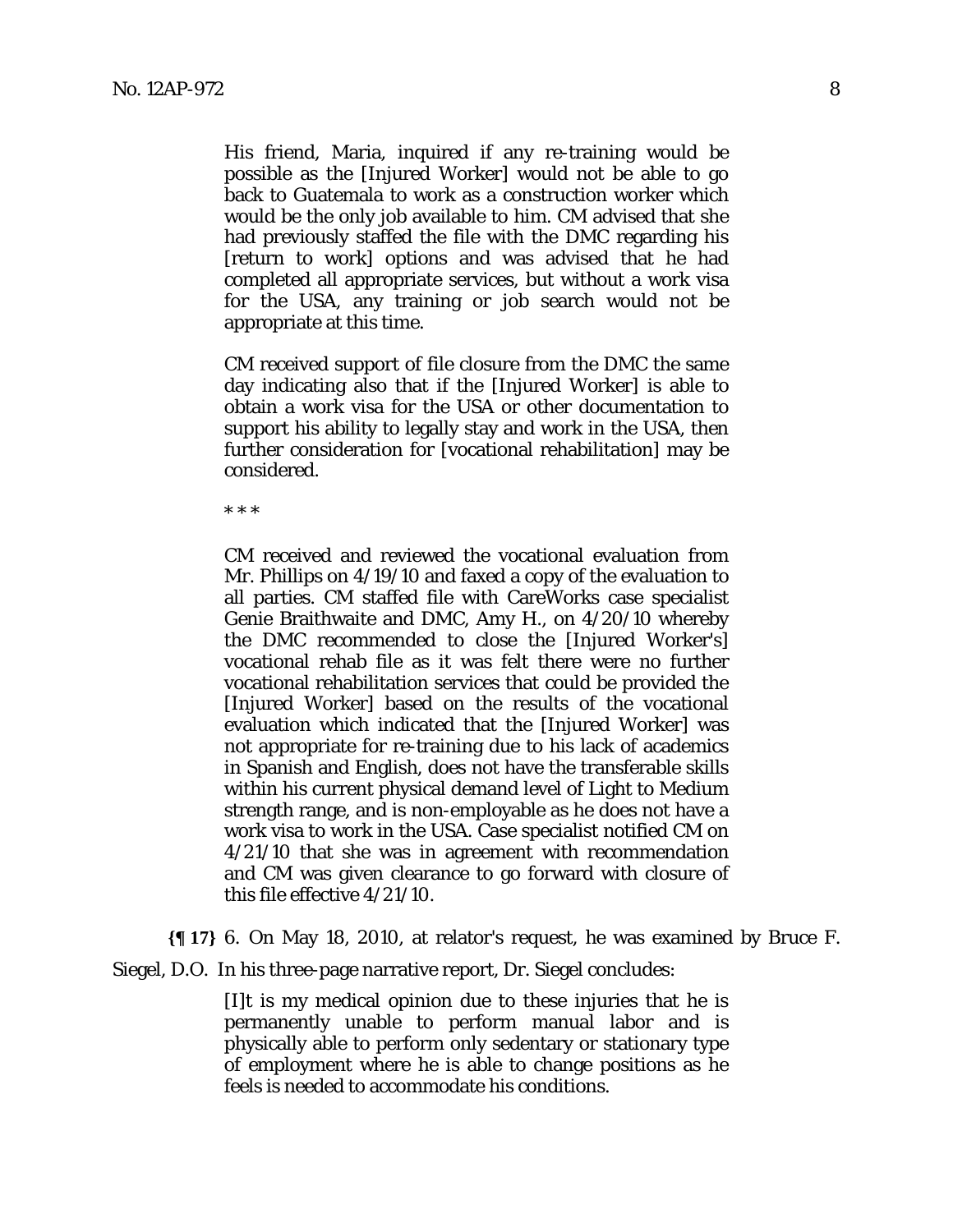> His friend, Maria, inquired if any re-training would be possible as the [Injured Worker] would not be able to go back to Guatemala to work as a construction worker which would be the only job available to him. CM advised that she had previously staffed the file with the DMC regarding his [return to work] options and was advised that he had completed all appropriate services, but without a work visa for the USA, any training or job search would not be appropriate at this time.
>
> CM received support of file closure from the DMC the same day indicating also that if the [Injured Worker] is able to obtain a work visa for the USA or other documentation to support his ability to legally stay and work in the USA, then further consideration for [vocational rehabilitation] may be considered.
>
> * * *
>
> CM received and reviewed the vocational evaluation from Mr. Phillips on 4/19/10 and faxed a copy of the evaluation to all parties. CM staffed file with CareWorks case specialist Genie Braithwaite and DMC, Amy H., on 4/20/10 whereby the DMC recommended to close the [Injured Worker's] vocational rehab file as it was felt there were no further vocational rehabilitation services that could be provided the [Injured Worker] based on the results of the vocational evaluation which indicated that the [Injured Worker] was not appropriate for re-training due to his lack of academics in Spanish and English, does not have the transferable skills within his current physical demand level of Light to Medium strength range, and is non-employable as he does not have a work visa to work in the USA. Case specialist notified CM on 4/21/10 that she was in agreement with recommendation and CM was given clearance to go forward with closure of this file effective 4/21/10.

**{¶ 17}** 6. On May 18, 2010, at relator's request, he was examined by Bruce F. Siegel, D.O. In his three-page narrative report, Dr. Siegel concludes:

> [I]t is my medical opinion due to these injuries that he is permanently unable to perform manual labor and is physically able to perform only sedentary or stationary type of employment where he is able to change positions as he feels is needed to accommodate his conditions.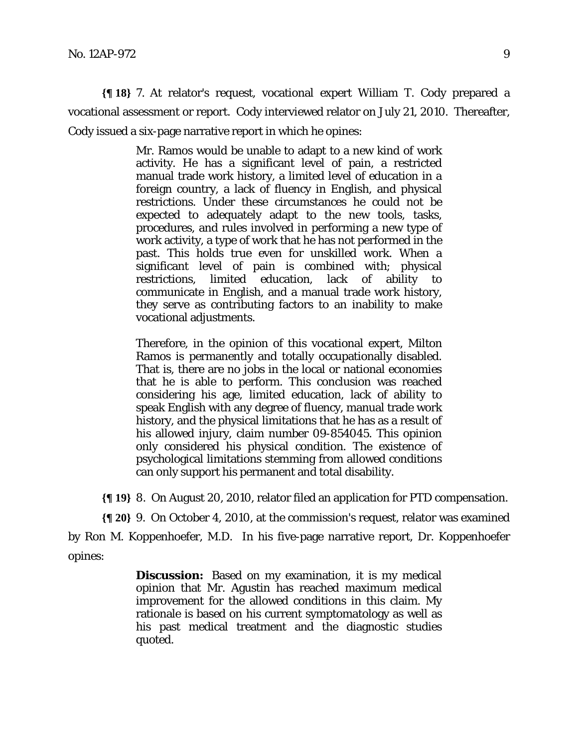**{¶ 18}** 7. At relator's request, vocational expert William T. Cody prepared a vocational assessment or report. Cody interviewed relator on July 21, 2010. Thereafter, Cody issued a six-page narrative report in which he opines:

> Mr. Ramos would be unable to adapt to a new kind of work activity. He has a significant level of pain, a restricted manual trade work history, a limited level of education in a foreign country, a lack of fluency in English, and physical restrictions. Under these circumstances he could not be expected to adequately adapt to the new tools, tasks, procedures, and rules involved in performing a new type of work activity, a type of work that he has not performed in the past. This holds true even for unskilled work. When a significant level of pain is combined with; physical restrictions, limited education, lack of ability to communicate in English, and a manual trade work history, they serve as contributing factors to an inability to make vocational adjustments.
>
> Therefore, in the opinion of this vocational expert, Milton Ramos is permanently and totally occupationally disabled. That is, there are no jobs in the local or national economies that he is able to perform. This conclusion was reached considering his age, limited education, lack of ability to speak English with any degree of fluency, manual trade work history, and the physical limitations that he has as a result of his allowed injury, claim number 09-854045. This opinion only considered his physical condition. The existence of psychological limitations stemming from allowed conditions can only support his permanent and total disability.

**{¶ 19}** 8. On August 20, 2010, relator filed an application for PTD compensation.

**{¶ 20}** 9. On October 4, 2010, at the commission's request, relator was examined by Ron M. Koppenhoefer, M.D. In his five-page narrative report, Dr. Koppenhoefer opines:

> **Discussion:** Based on my examination, it is my medical opinion that Mr. Agustin has reached maximum medical improvement for the allowed conditions in this claim. My rationale is based on his current symptomatology as well as his past medical treatment and the diagnostic studies quoted.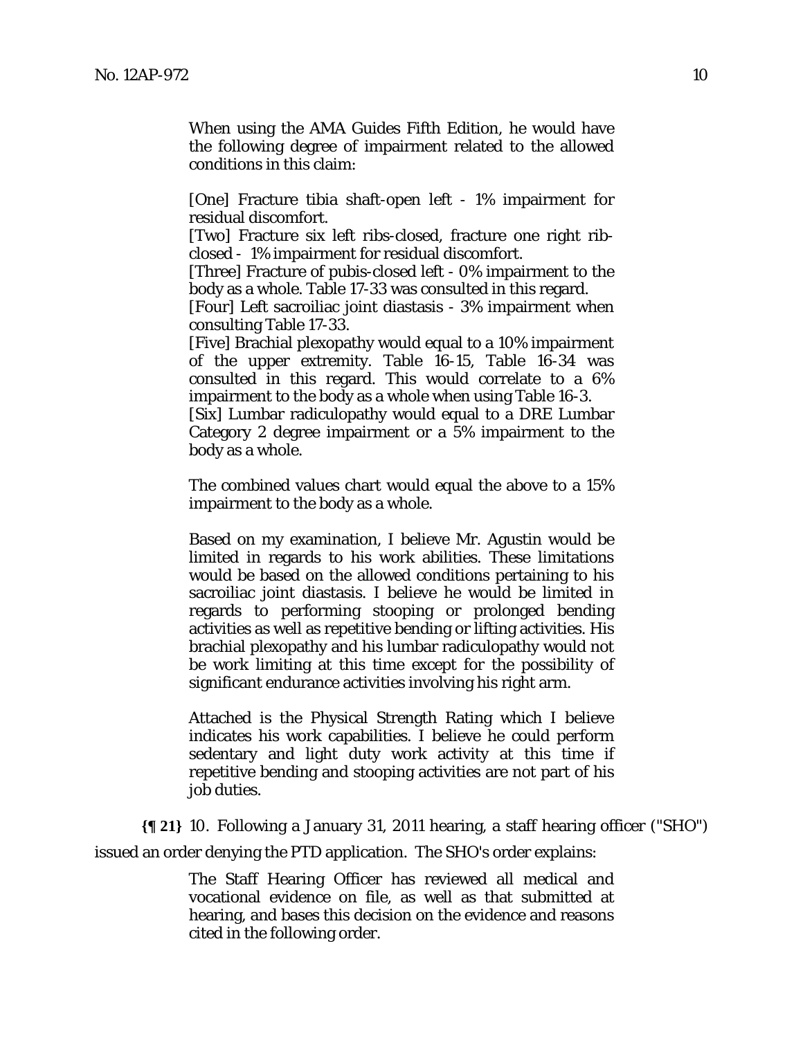> When using the AMA Guides Fifth Edition, he would have the following degree of impairment related to the allowed conditions in this claim:
>
> [One] Fracture tibia shaft-open left - 1% impairment for residual discomfort.
> [Two] Fracture six left ribs-closed, fracture one right rib-closed - 1% impairment for residual discomfort.
> [Three] Fracture of pubis-closed left - 0% impairment to the body as a whole. Table 17-33 was consulted in this regard.
> [Four] Left sacroiliac joint diastasis - 3% impairment when consulting Table 17-33.
> [Five] Brachial plexopathy would equal to a 10% impairment of the upper extremity. Table 16-15, Table 16-34 was consulted in this regard. This would correlate to a 6% impairment to the body as a whole when using Table 16-3.
> [Six] Lumbar radiculopathy would equal to a DRE Lumbar Category 2 degree impairment or a 5% impairment to the body as a whole.
>
> The combined values chart would equal the above to a 15% impairment to the body as a whole.
>
> Based on my examination, I believe Mr. Agustin would be limited in regards to his work abilities. These limitations would be based on the allowed conditions pertaining to his sacroiliac joint diastasis. I believe he would be limited in regards to performing stooping or prolonged bending activities as well as repetitive bending or lifting activities. His brachial plexopathy and his lumbar radiculopathy would not be work limiting at this time except for the possibility of significant endurance activities involving his right arm.
>
> Attached is the Physical Strength Rating which I believe indicates his work capabilities. I believe he could perform sedentary and light duty work activity at this time if repetitive bending and stooping activities are not part of his job duties.

**{¶ 21}** 10. Following a January 31, 2011 hearing, a staff hearing officer ("SHO") issued an order denying the PTD application. The SHO's order explains:

> The Staff Hearing Officer has reviewed all medical and vocational evidence on file, as well as that submitted at hearing, and bases this decision on the evidence and reasons cited in the following order.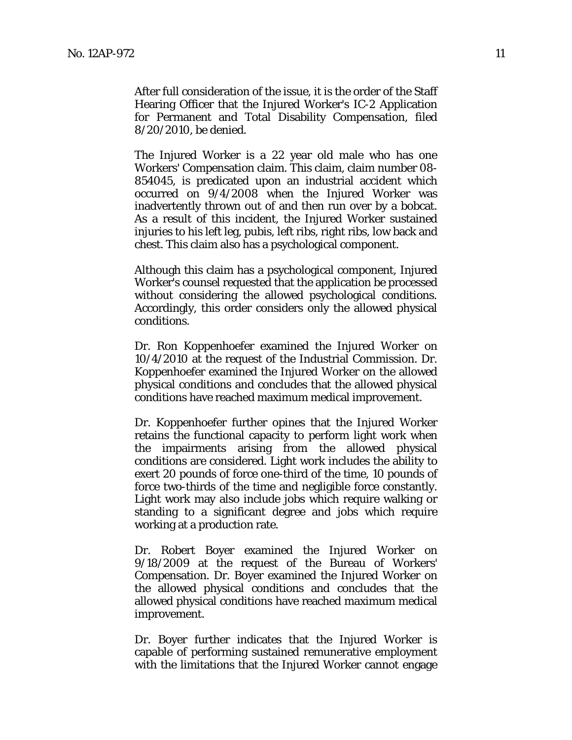After full consideration of the issue, it is the order of the Staff Hearing Officer that the Injured Worker's IC-2 Application for Permanent and Total Disability Compensation, filed 8/20/2010, be denied.

The Injured Worker is a 22 year old male who has one Workers' Compensation claim. This claim, claim number 08-854045, is predicated upon an industrial accident which occurred on 9/4/2008 when the Injured Worker was inadvertently thrown out of and then run over by a bobcat. As a result of this incident, the Injured Worker sustained injuries to his left leg, pubis, left ribs, right ribs, low back and chest. This claim also has a psychological component.

Although this claim has a psychological component, Injured Worker's counsel requested that the application be processed without considering the allowed psychological conditions. Accordingly, this order considers only the allowed physical conditions.

Dr. Ron Koppenhoefer examined the Injured Worker on 10/4/2010 at the request of the Industrial Commission. Dr. Koppenhoefer examined the Injured Worker on the allowed physical conditions and concludes that the allowed physical conditions have reached maximum medical improvement.

Dr. Koppenhoefer further opines that the Injured Worker retains the functional capacity to perform light work when the impairments arising from the allowed physical conditions are considered. Light work includes the ability to exert 20 pounds of force one-third of the time, 10 pounds of force two-thirds of the time and negligible force constantly. Light work may also include jobs which require walking or standing to a significant degree and jobs which require working at a production rate.

Dr. Robert Boyer examined the Injured Worker on 9/18/2009 at the request of the Bureau of Workers' Compensation. Dr. Boyer examined the Injured Worker on the allowed physical conditions and concludes that the allowed physical conditions have reached maximum medical improvement.

Dr. Boyer further indicates that the Injured Worker is capable of performing sustained remunerative employment with the limitations that the Injured Worker cannot engage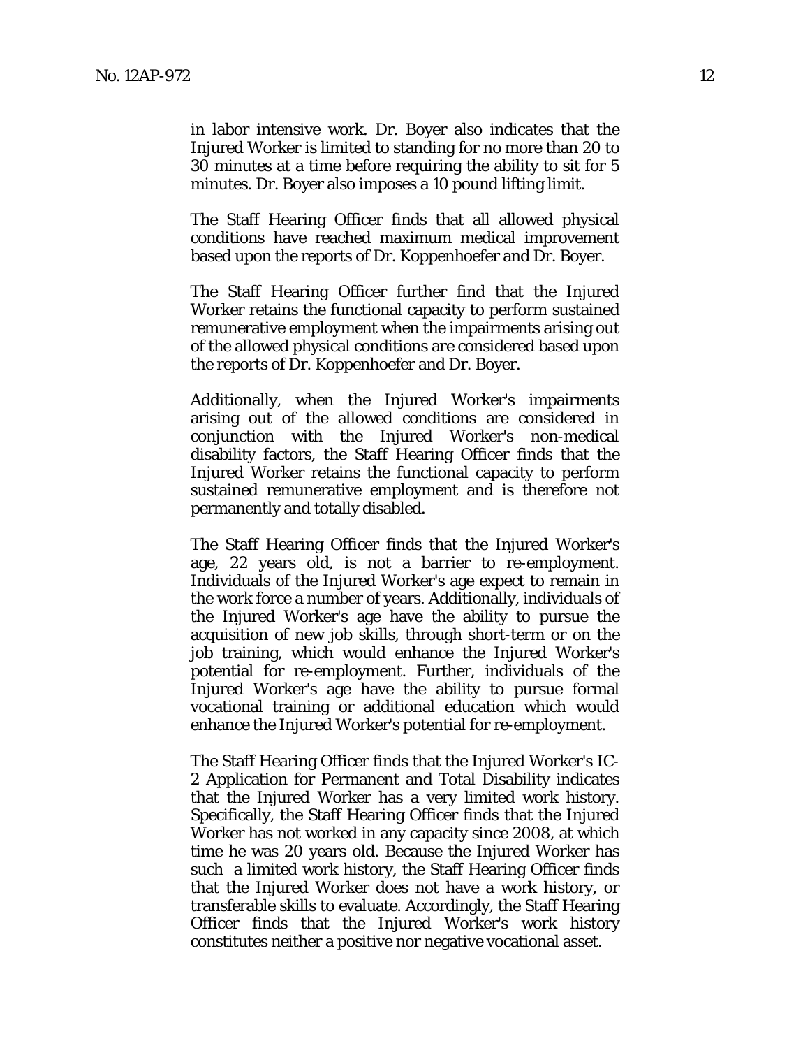in labor intensive work. Dr. Boyer also indicates that the Injured Worker is limited to standing for no more than 20 to 30 minutes at a time before requiring the ability to sit for 5 minutes. Dr. Boyer also imposes a 10 pound lifting limit.

The Staff Hearing Officer finds that all allowed physical conditions have reached maximum medical improvement based upon the reports of Dr. Koppenhoefer and Dr. Boyer.

The Staff Hearing Officer further find that the Injured Worker retains the functional capacity to perform sustained remunerative employment when the impairments arising out of the allowed physical conditions are considered based upon the reports of Dr. Koppenhoefer and Dr. Boyer.

Additionally, when the Injured Worker's impairments arising out of the allowed conditions are considered in conjunction with the Injured Worker's non-medical disability factors, the Staff Hearing Officer finds that the Injured Worker retains the functional capacity to perform sustained remunerative employment and is therefore not permanently and totally disabled.

The Staff Hearing Officer finds that the Injured Worker's age, 22 years old, is not a barrier to re-employment. Individuals of the Injured Worker's age expect to remain in the work force a number of years. Additionally, individuals of the Injured Worker's age have the ability to pursue the acquisition of new job skills, through short-term or on the job training, which would enhance the Injured Worker's potential for re-employment. Further, individuals of the Injured Worker's age have the ability to pursue formal vocational training or additional education which would enhance the Injured Worker's potential for re-employment.

The Staff Hearing Officer finds that the Injured Worker's IC-2 Application for Permanent and Total Disability indicates that the Injured Worker has a very limited work history. Specifically, the Staff Hearing Officer finds that the Injured Worker has not worked in any capacity since 2008, at which time he was 20 years old. Because the Injured Worker has such a limited work history, the Staff Hearing Officer finds that the Injured Worker does not have a work history, or transferable skills to evaluate. Accordingly, the Staff Hearing Officer finds that the Injured Worker's work history constitutes neither a positive nor negative vocational asset.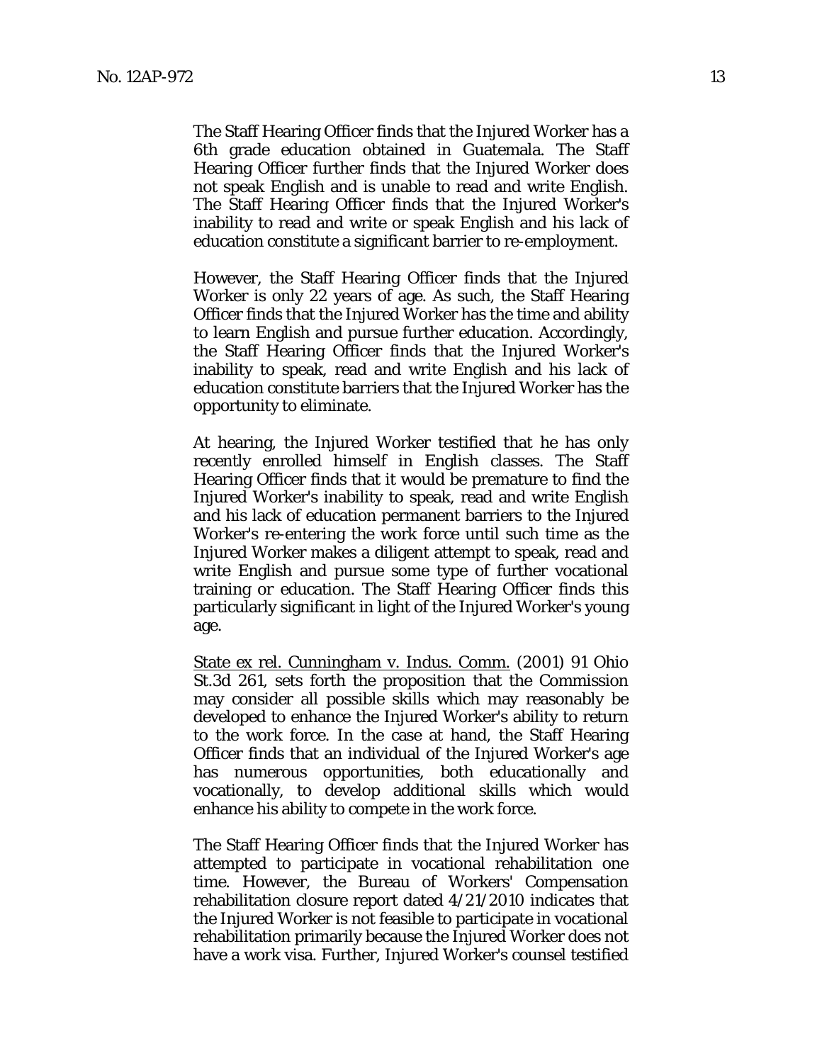The Staff Hearing Officer finds that the Injured Worker has a 6th grade education obtained in Guatemala. The Staff Hearing Officer further finds that the Injured Worker does not speak English and is unable to read and write English. The Staff Hearing Officer finds that the Injured Worker's inability to read and write or speak English and his lack of education constitute a significant barrier to re-employment.

However, the Staff Hearing Officer finds that the Injured Worker is only 22 years of age. As such, the Staff Hearing Officer finds that the Injured Worker has the time and ability to learn English and pursue further education. Accordingly, the Staff Hearing Officer finds that the Injured Worker's inability to speak, read and write English and his lack of education constitute barriers that the Injured Worker has the opportunity to eliminate.

At hearing, the Injured Worker testified that he has only recently enrolled himself in English classes. The Staff Hearing Officer finds that it would be premature to find the Injured Worker's inability to speak, read and write English and his lack of education permanent barriers to the Injured Worker's re-entering the work force until such time as the Injured Worker makes a diligent attempt to speak, read and write English and pursue some type of further vocational training or education. The Staff Hearing Officer finds this particularly significant in light of the Injured Worker's young age.

State ex rel. Cunningham v. Indus. Comm. (2001) 91 Ohio St.3d 261, sets forth the proposition that the Commission may consider all possible skills which may reasonably be developed to enhance the Injured Worker's ability to return to the work force. In the case at hand, the Staff Hearing Officer finds that an individual of the Injured Worker's age has numerous opportunities, both educationally and vocationally, to develop additional skills which would enhance his ability to compete in the work force.

The Staff Hearing Officer finds that the Injured Worker has attempted to participate in vocational rehabilitation one time. However, the Bureau of Workers' Compensation rehabilitation closure report dated 4/21/2010 indicates that the Injured Worker is not feasible to participate in vocational rehabilitation primarily because the Injured Worker does not have a work visa. Further, Injured Worker's counsel testified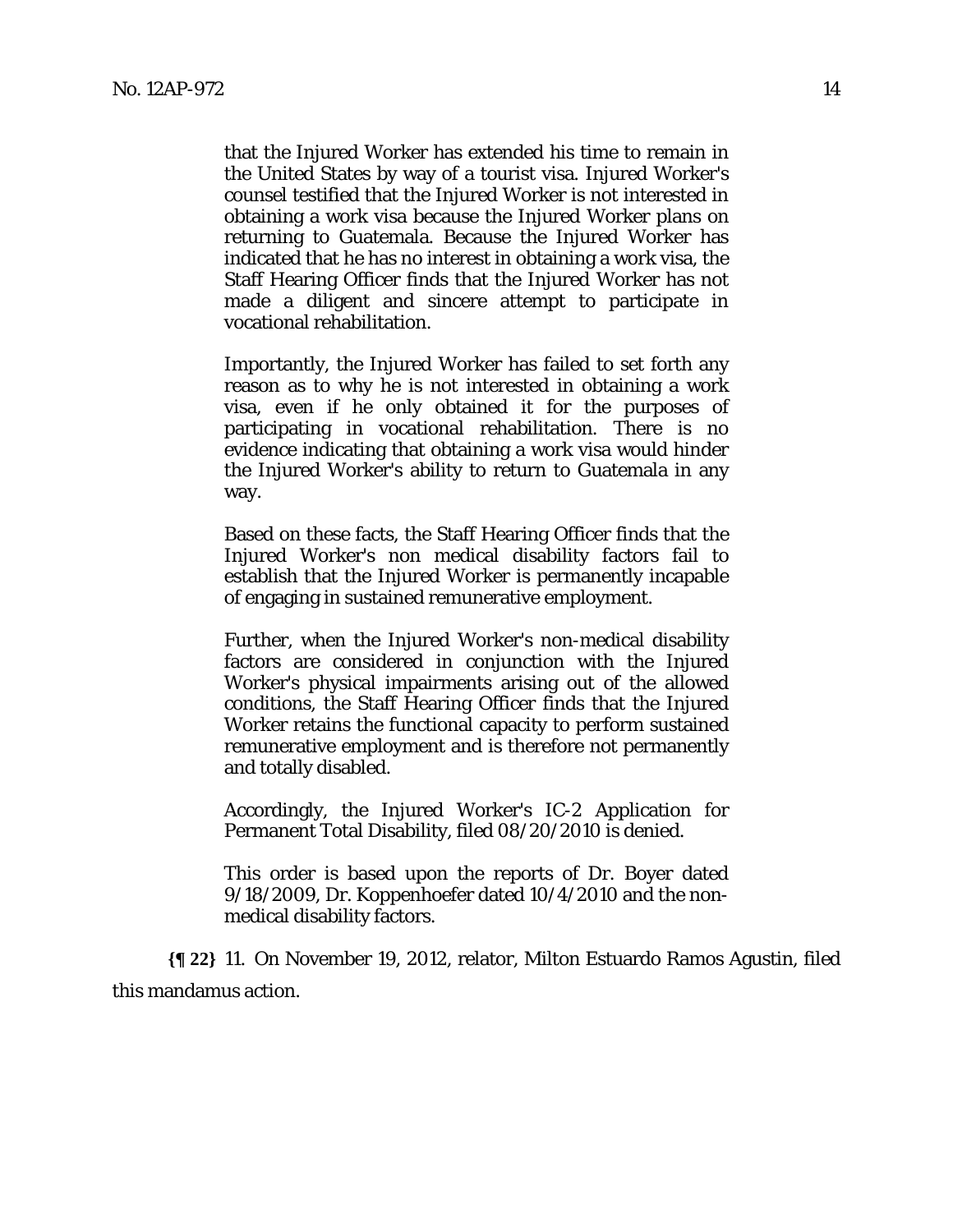> that the Injured Worker has extended his time to remain in the United States by way of a tourist visa. Injured Worker's counsel testified that the Injured Worker is not interested in obtaining a work visa because the Injured Worker plans on returning to Guatemala. Because the Injured Worker has indicated that he has no interest in obtaining a work visa, the Staff Hearing Officer finds that the Injured Worker has not made a diligent and sincere attempt to participate in vocational rehabilitation.
>
> Importantly, the Injured Worker has failed to set forth any reason as to why he is not interested in obtaining a work visa, even if he only obtained it for the purposes of participating in vocational rehabilitation. There is no evidence indicating that obtaining a work visa would hinder the Injured Worker's ability to return to Guatemala in any way.
>
> Based on these facts, the Staff Hearing Officer finds that the Injured Worker's non medical disability factors fail to establish that the Injured Worker is permanently incapable of engaging in sustained remunerative employment.
>
> Further, when the Injured Worker's non-medical disability factors are considered in conjunction with the Injured Worker's physical impairments arising out of the allowed conditions, the Staff Hearing Officer finds that the Injured Worker retains the functional capacity to perform sustained remunerative employment and is therefore not permanently and totally disabled.
>
> Accordingly, the Injured Worker's IC-2 Application for Permanent Total Disability, filed 08/20/2010 is denied.
>
> This order is based upon the reports of Dr. Boyer dated 9/18/2009, Dr. Koppenhoefer dated 10/4/2010 and the non-medical disability factors.

**{¶ 22}** 11. On November 19, 2012, relator, Milton Estuardo Ramos Agustin, filed this mandamus action.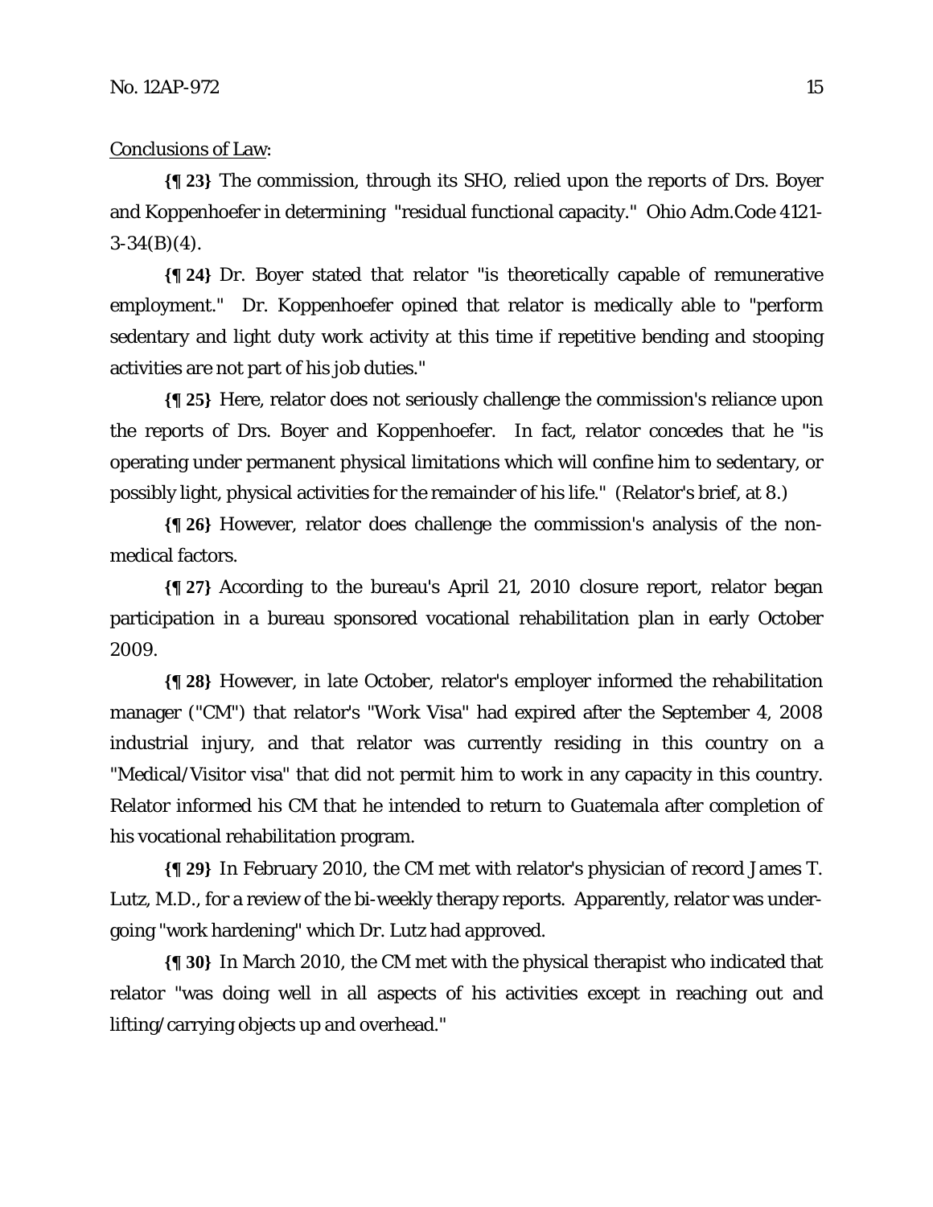<u>Conclusions of Law</u>:

**{¶ 23}** The commission, through its SHO, relied upon the reports of Drs. Boyer and Koppenhoefer in determining "residual functional capacity." Ohio Adm.Code 4121-3-34(B)(4).

**{¶ 24}** Dr. Boyer stated that relator "is theoretically capable of remunerative employment." Dr. Koppenhoefer opined that relator is medically able to "perform sedentary and light duty work activity at this time if repetitive bending and stooping activities are not part of his job duties."

**{¶ 25}** Here, relator does not seriously challenge the commission's reliance upon the reports of Drs. Boyer and Koppenhoefer. In fact, relator concedes that he "is operating under permanent physical limitations which will confine him to sedentary, or possibly light, physical activities for the remainder of his life." (Relator's brief, at 8.)

**{¶ 26}** However, relator does challenge the commission's analysis of the non-medical factors.

**{¶ 27}** According to the bureau's April 21, 2010 closure report, relator began participation in a bureau sponsored vocational rehabilitation plan in early October 2009.

**{¶ 28}** However, in late October, relator's employer informed the rehabilitation manager ("CM") that relator's "Work Visa" had expired after the September 4, 2008 industrial injury, and that relator was currently residing in this country on a "Medical/Visitor visa" that did not permit him to work in any capacity in this country. Relator informed his CM that he intended to return to Guatemala after completion of his vocational rehabilitation program.

**{¶ 29}** In February 2010, the CM met with relator's physician of record James T. Lutz, M.D., for a review of the bi-weekly therapy reports. Apparently, relator was undergoing "work hardening" which Dr. Lutz had approved.

**{¶ 30}** In March 2010, the CM met with the physical therapist who indicated that relator "was doing well in all aspects of his activities except in reaching out and lifting/carrying objects up and overhead."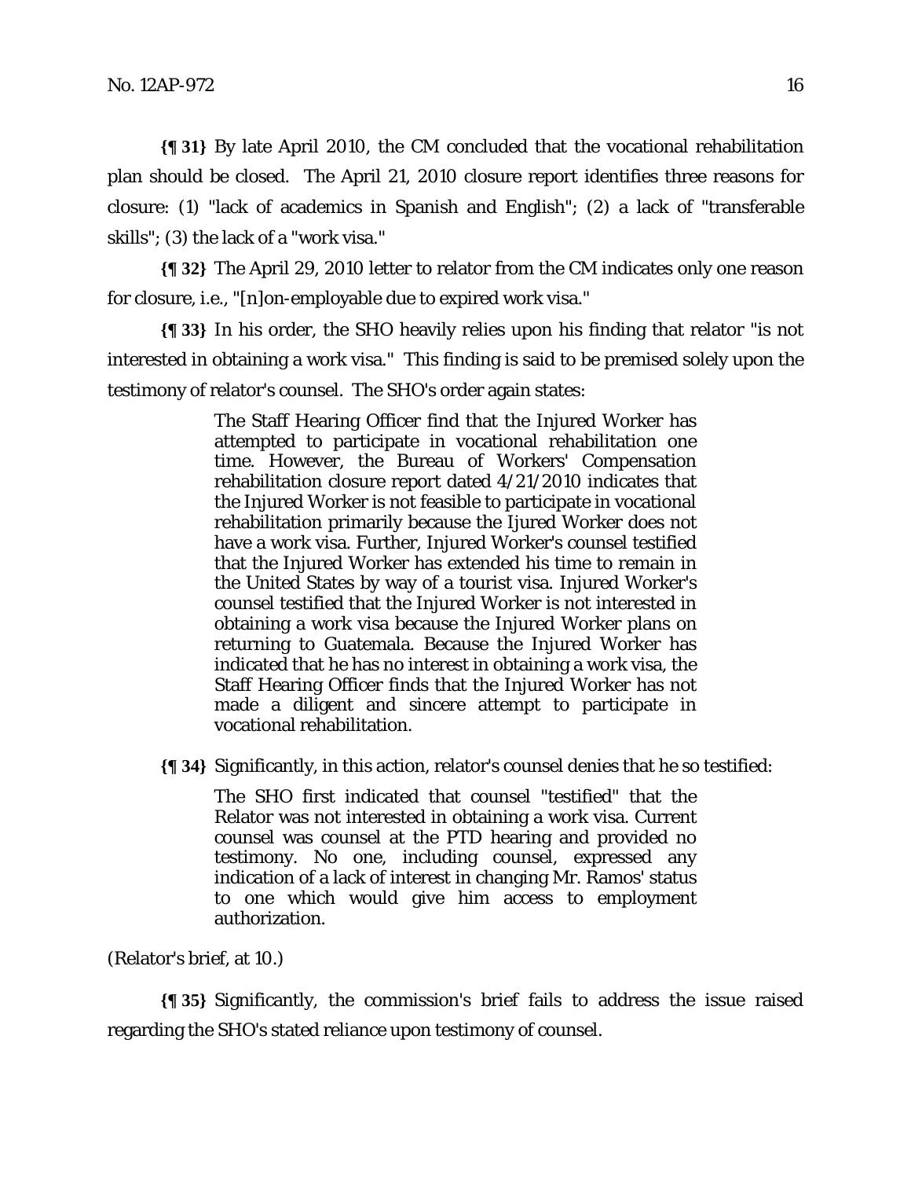**{¶ 31}** By late April 2010, the CM concluded that the vocational rehabilitation plan should be closed. The April 21, 2010 closure report identifies three reasons for closure: (1) "lack of academics in Spanish and English"; (2) a lack of "transferable skills"; (3) the lack of a "work visa."

**{¶ 32}** The April 29, 2010 letter to relator from the CM indicates only one reason for closure, i.e., "[n]on-employable due to expired work visa."

**{¶ 33}** In his order, the SHO heavily relies upon his finding that relator "is not interested in obtaining a work visa." This finding is said to be premised solely upon the testimony of relator's counsel. The SHO's order again states:

> The Staff Hearing Officer find that the Injured Worker has attempted to participate in vocational rehabilitation one time. However, the Bureau of Workers' Compensation rehabilitation closure report dated 4/21/2010 indicates that the Injured Worker is not feasible to participate in vocational rehabilitation primarily because the Ijured Worker does not have a work visa. Further, Injured Worker's counsel testified that the Injured Worker has extended his time to remain in the United States by way of a tourist visa. Injured Worker's counsel testified that the Injured Worker is not interested in obtaining a work visa because the Injured Worker plans on returning to Guatemala. Because the Injured Worker has indicated that he has no interest in obtaining a work visa, the Staff Hearing Officer finds that the Injured Worker has not made a diligent and sincere attempt to participate in vocational rehabilitation.

**{¶ 34}** Significantly, in this action, relator's counsel denies that he so testified:

> The SHO first indicated that counsel "testified" that the Relator was not interested in obtaining a work visa. Current counsel was counsel at the PTD hearing and provided no testimony. No one, including counsel, expressed any indication of a lack of interest in changing Mr. Ramos' status to one which would give him access to employment authorization.

(Relator's brief, at 10.)

**{¶ 35}** Significantly, the commission's brief fails to address the issue raised regarding the SHO's stated reliance upon testimony of counsel.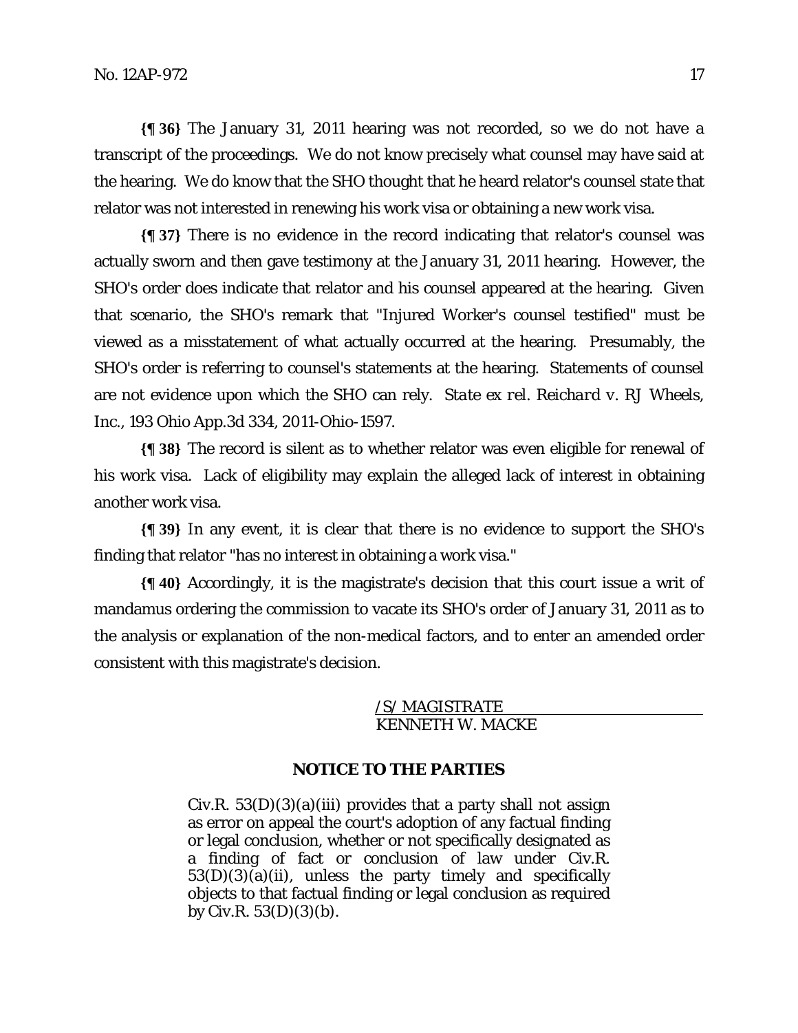**{¶ 36}** The January 31, 2011 hearing was not recorded, so we do not have a transcript of the proceedings. We do not know precisely what counsel may have said at the hearing. We do know that the SHO thought that he heard relator's counsel state that relator was not interested in renewing his work visa or obtaining a new work visa.

**{¶ 37}** There is no evidence in the record indicating that relator's counsel was actually sworn and then gave testimony at the January 31, 2011 hearing. However, the SHO's order does indicate that relator and his counsel appeared at the hearing. Given that scenario, the SHO's remark that "Injured Worker's counsel testified" must be viewed as a misstatement of what actually occurred at the hearing. Presumably, the SHO's order is referring to counsel's statements at the hearing. Statements of counsel are not evidence upon which the SHO can rely. *State ex rel. Reichard v. RJ Wheels, Inc.*, 193 Ohio App.3d 334, 2011-Ohio-1597.

**{¶ 38}** The record is silent as to whether relator was even eligible for renewal of his work visa. Lack of eligibility may explain the alleged lack of interest in obtaining another work visa.

**{¶ 39}** In any event, it is clear that there is no evidence to support the SHO's finding that relator "has no interest in obtaining a work visa."

**{¶ 40}** Accordingly, it is the magistrate's decision that this court issue a writ of mandamus ordering the commission to vacate its SHO's order of January 31, 2011 as to the analysis or explanation of the non-medical factors, and to enter an amended order consistent with this magistrate's decision.

/S/ MAGISTRATE
KENNETH W. MACKE

## NOTICE TO THE PARTIES

Civ.R. 53(D)(3)(a)(iii) provides that a party shall not assign as error on appeal the court's adoption of any factual finding or legal conclusion, whether or not specifically designated as a finding of fact or conclusion of law under Civ.R. 53(D)(3)(a)(ii), unless the party timely and specifically objects to that factual finding or legal conclusion as required by Civ.R. 53(D)(3)(b).